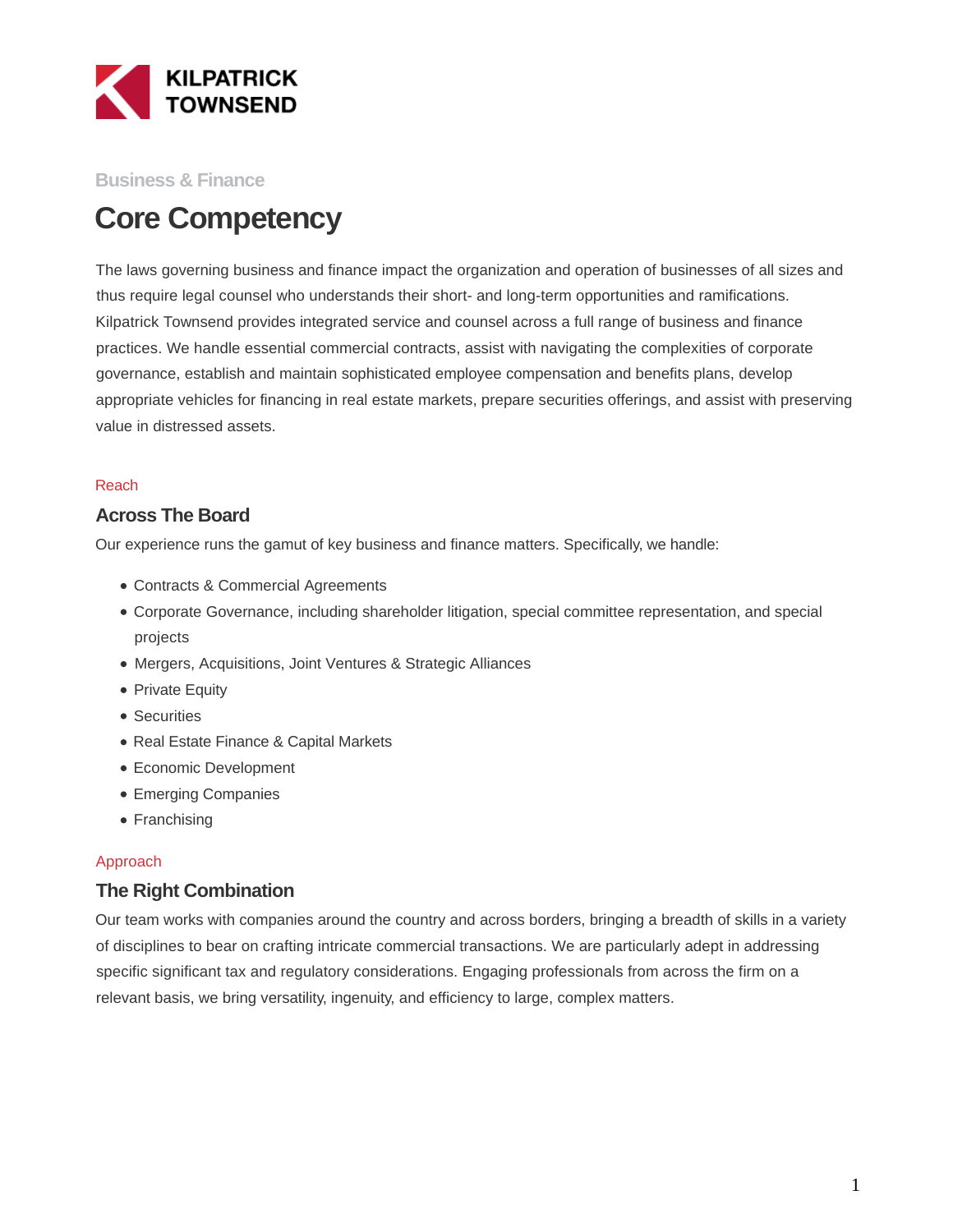KILPATRICK TOWNSEND

Business & Finance

# Core Competency

The laws governing business and finance impact the organization and operation of businesses of all sizes and thus require legal counsel who understands their short- and long-term opportunities and ramifications. Kilpatrick Townsend provides integrated service and counsel across a full range of business and finance practices. We handle essential commercial contracts, assist with navigating the complexities of corporate governance, establish and maintain sophisticated employee compensation and benefits plans, develop appropriate vehicles for financing in real estate markets, prepare securities offerings, and assist with preserving value in distressed assets.

Reach

## Across The Board

Our experience runs the gamut of key business and finance matters. Specifically, we handle:

- Contracts & Commercial Agreements
- Corporate Governance, including shareholder litigation, special committee representation, and special projects
- Mergers, Acquisitions, Joint Ventures & Strategic Alliances
- Private Equity
- Securities
- Real Estate Finance & Capital Markets
- Economic Development
- Emerging Companies
- Franchising

Approach

## The Right Combination

Our team works with companies around the country and across borders, bringing a breadth of skills in a variety of disciplines to bear on crafting intricate commercial transactions. We are particularly adept in addressing specific significant tax and regulatory considerations. Engaging professionals from across the firm on a relevant basis, we bring versatility, ingenuity, and efficiency to large, complex matters.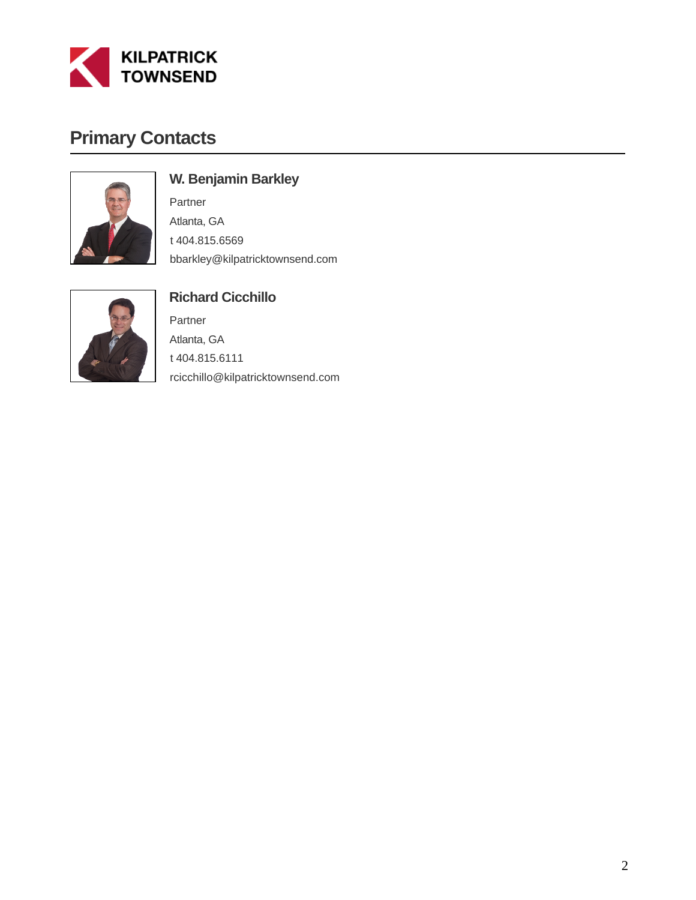KILPATRICK TOWNSEND

## Primary Contacts

### W. Benjamin Barkley

Partner

Atlanta, GA

t 404.815.6569

bbarkley@kilpatricktownsend.com

### Richard Cicchillo

Partner

Atlanta, GA

t 404.815.6111

rcicchillo@kilpatricktownsend.com